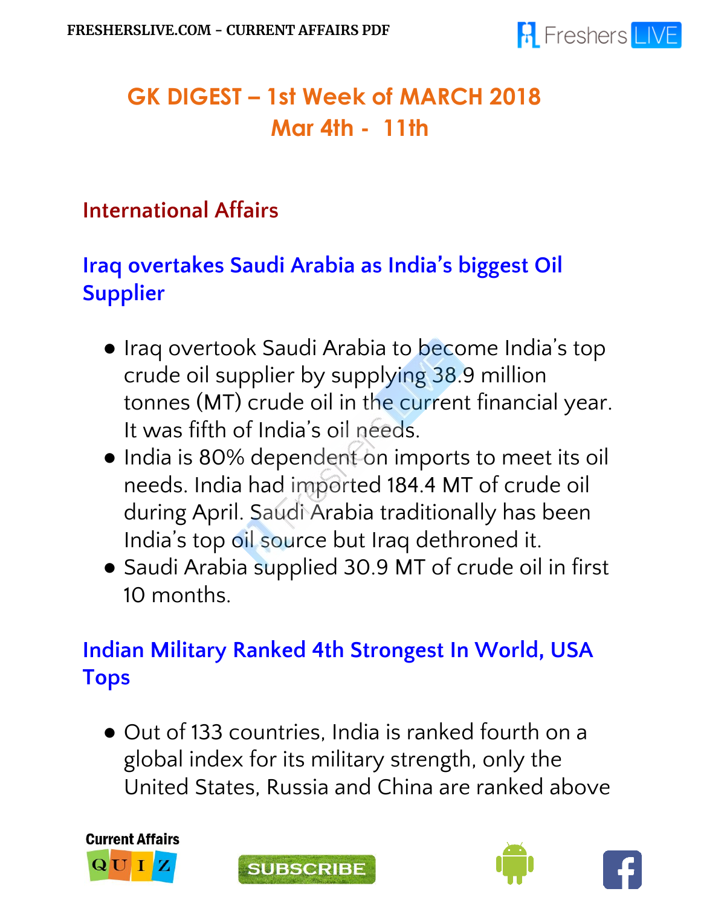# GK DIGEST – 1st Week of MARCH 2018
## Mar 4th - 11th

## International Affairs

### Iraq overtakes Saudi Arabia as India's biggest Oil Supplier

- Iraq overtook Saudi Arabia to become India's top crude oil supplier by supplying 38.9 million tonnes (MT) crude oil in the current financial year. It was fifth of India's oil needs.
- India is 80% dependent on imports to meet its oil needs. India had imported 184.4 MT of crude oil during April. Saudi Arabia traditionally has been India's top oil source but Iraq dethroned it.
- Saudi Arabia supplied 30.9 MT of crude oil in first 10 months.

### Indian Military Ranked 4th Strongest In World, USA Tops

- Out of 133 countries, India is ranked fourth on a global index for its military strength, only the United States, Russia and China are ranked above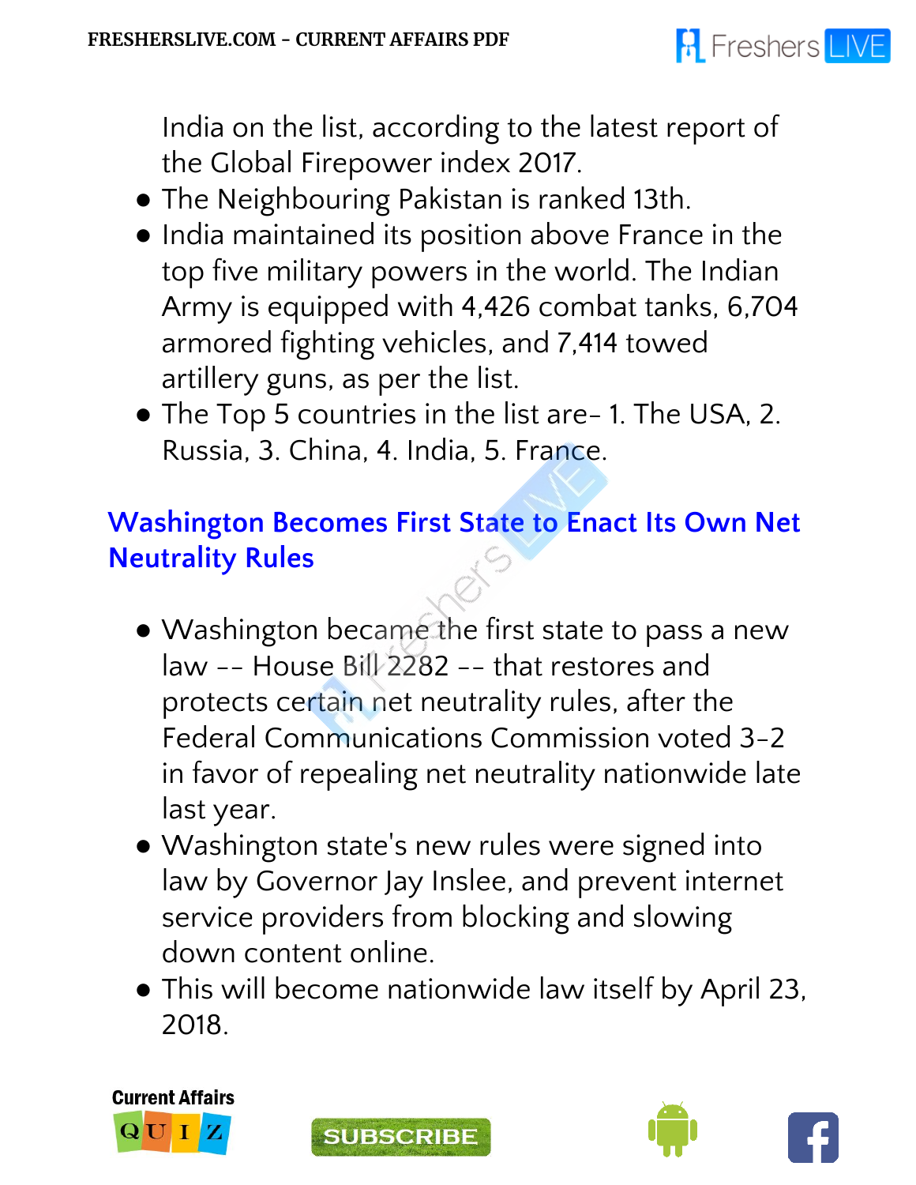India on the list, according to the latest report of the Global Firepower index 2017.

- The Neighbouring Pakistan is ranked 13th.
- India maintained its position above France in the top five military powers in the world. The Indian Army is equipped with 4,426 combat tanks, 6,704 armored fighting vehicles, and 7,414 towed artillery guns, as per the list.
- The Top 5 countries in the list are- 1. The USA, 2. Russia, 3. China, 4. India, 5. France.

## Washington Becomes First State to Enact Its Own Net Neutrality Rules

- Washington became the first state to pass a new law -- House Bill 2282 -- that restores and protects certain net neutrality rules, after the Federal Communications Commission voted 3-2 in favor of repealing net neutrality nationwide late last year.
- Washington state's new rules were signed into law by Governor Jay Inslee, and prevent internet service providers from blocking and slowing down content online.
- This will become nationwide law itself by April 23, 2018.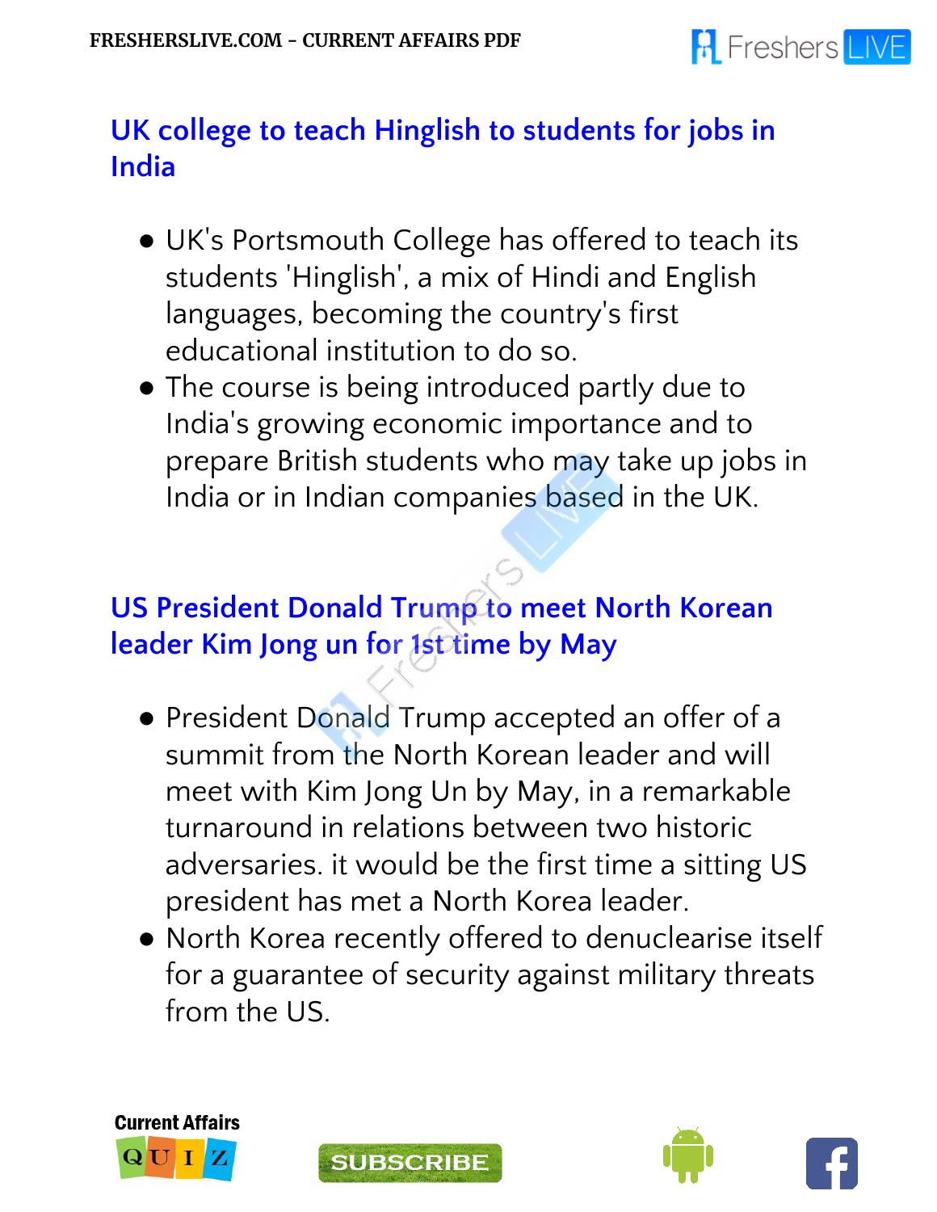## UK college to teach Hinglish to students for jobs in India

- UK's Portsmouth College has offered to teach its students 'Hinglish', a mix of Hindi and English languages, becoming the country's first educational institution to do so.
- The course is being introduced partly due to India's growing economic importance and to prepare British students who may take up jobs in India or in Indian companies based in the UK.

## US President Donald Trump to meet North Korean leader Kim Jong un for 1st time by May

- President Donald Trump accepted an offer of a summit from the North Korean leader and will meet with Kim Jong Un by May, in a remarkable turnaround in relations between two historic adversaries. it would be the first time a sitting US president has met a North Korea leader.
- North Korea recently offered to denuclearise itself for a guarantee of security against military threats from the US.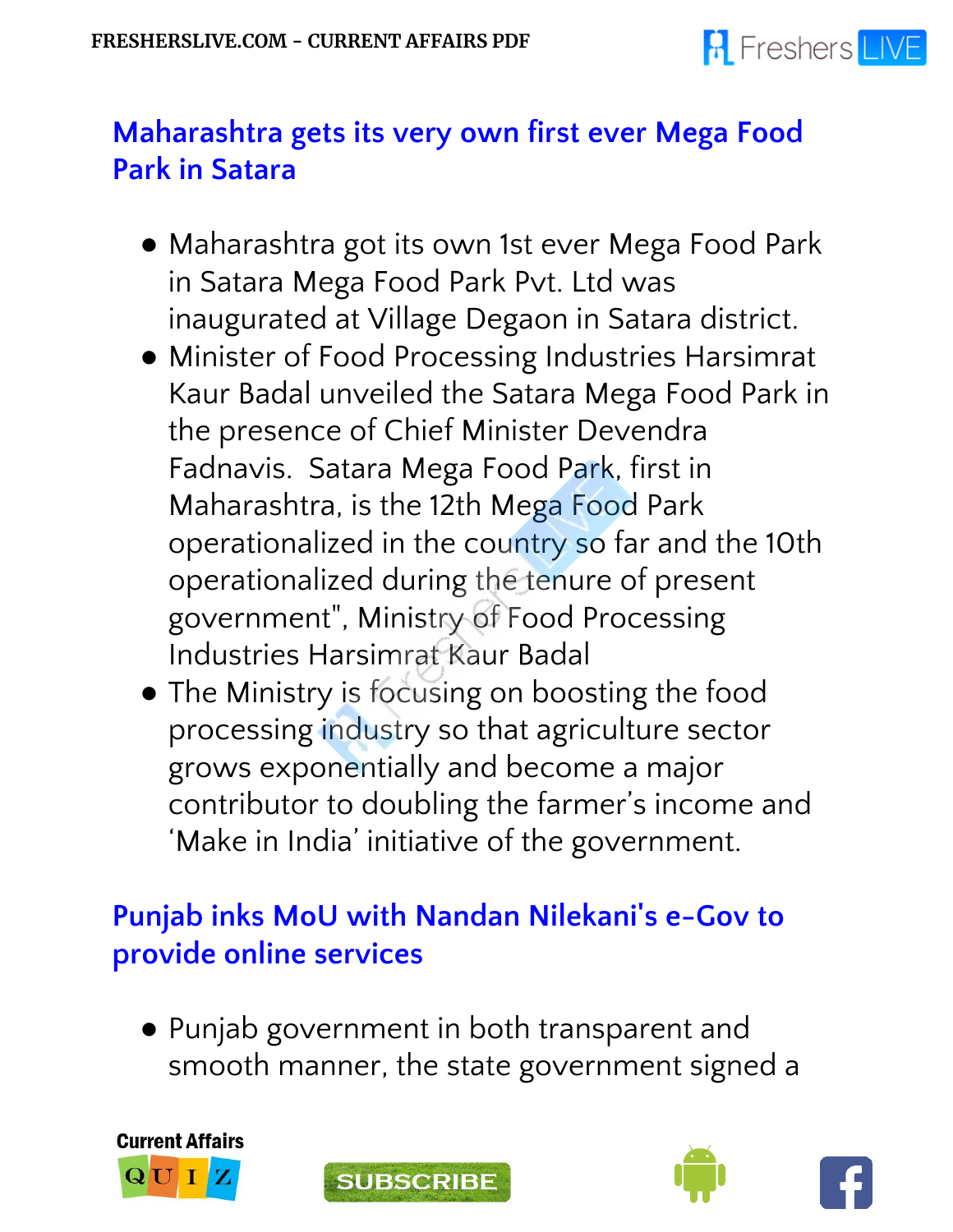## Maharashtra gets its very own first ever Mega Food Park in Satara

- Maharashtra got its own 1st ever Mega Food Park in Satara Mega Food Park Pvt. Ltd was inaugurated at Village Degaon in Satara district.
- Minister of Food Processing Industries Harsimrat Kaur Badal unveiled the Satara Mega Food Park in the presence of Chief Minister Devendra Fadnavis. Satara Mega Food Park, first in Maharashtra, is the 12th Mega Food Park operationalized in the country so far and the 10th operationalized during the tenure of present government", Ministry of Food Processing Industries Harsimrat Kaur Badal
- The Ministry is focusing on boosting the food processing industry so that agriculture sector grows exponentially and become a major contributor to doubling the farmer's income and 'Make in India' initiative of the government.

## Punjab inks MoU with Nandan Nilekani's e-Gov to provide online services

- Punjab government in both transparent and smooth manner, the state government signed a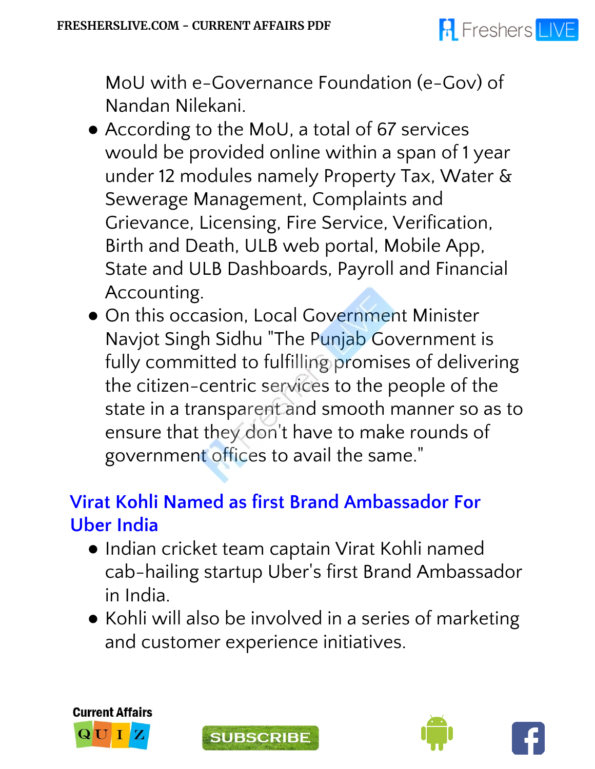MoU with e-Governance Foundation (e-Gov) of Nandan Nilekani.

- According to the MoU, a total of 67 services would be provided online within a span of 1 year under 12 modules namely Property Tax, Water & Sewerage Management, Complaints and Grievance, Licensing, Fire Service, Verification, Birth and Death, ULB web portal, Mobile App, State and ULB Dashboards, Payroll and Financial Accounting.
- On this occasion, Local Government Minister Navjot Singh Sidhu "The Punjab Government is fully committed to fulfilling promises of delivering the citizen-centric services to the people of the state in a transparent and smooth manner so as to ensure that they don't have to make rounds of government offices to avail the same."

## Virat Kohli Named as first Brand Ambassador For Uber India

- Indian cricket team captain Virat Kohli named cab-hailing startup Uber's first Brand Ambassador in India.
- Kohli will also be involved in a series of marketing and customer experience initiatives.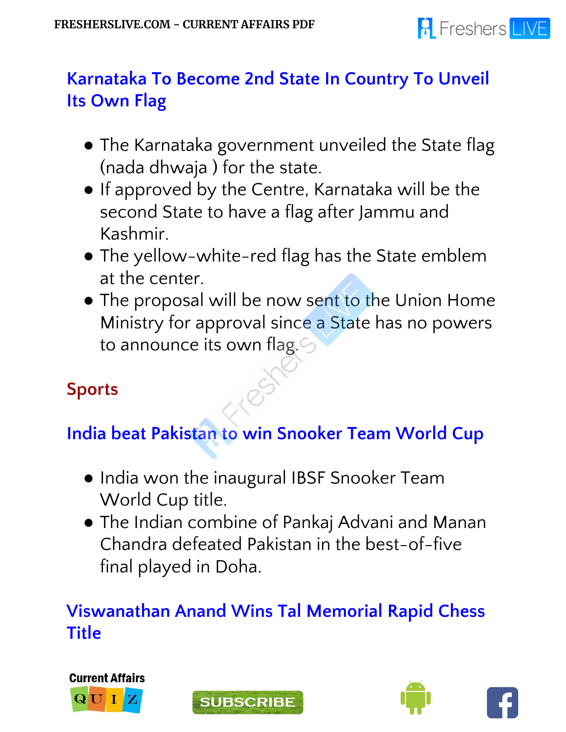## Karnataka To Become 2nd State In Country To Unveil Its Own Flag

- The Karnataka government unveiled the State flag (nada dhwaja ) for the state.
- If approved by the Centre, Karnataka will be the second State to have a flag after Jammu and Kashmir.
- The yellow-white-red flag has the State emblem at the center.
- The proposal will be now sent to the Union Home Ministry for approval since a State has no powers to announce its own flag.

# Sports

## India beat Pakistan to win Snooker Team World Cup

- India won the inaugural IBSF Snooker Team World Cup title.
- The Indian combine of Pankaj Advani and Manan Chandra defeated Pakistan in the best-of-five final played in Doha.

## Viswanathan Anand Wins Tal Memorial Rapid Chess Title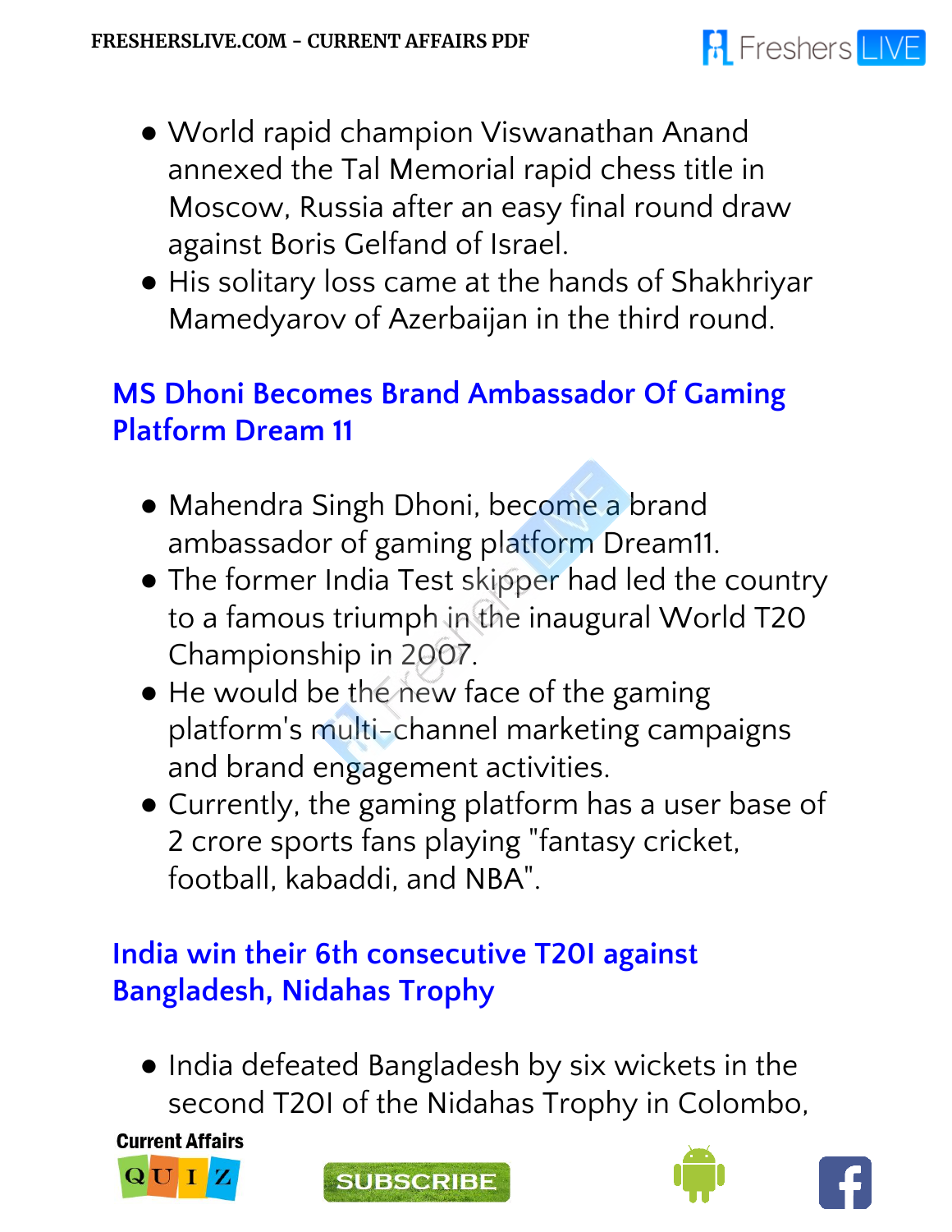- World rapid champion Viswanathan Anand annexed the Tal Memorial rapid chess title in Moscow, Russia after an easy final round draw against Boris Gelfand of Israel.
- His solitary loss came at the hands of Shakhriyar Mamedyarov of Azerbaijan in the third round.

## MS Dhoni Becomes Brand Ambassador Of Gaming Platform Dream 11

- Mahendra Singh Dhoni, become a brand ambassador of gaming platform Dream11.
- The former India Test skipper had led the country to a famous triumph in the inaugural World T20 Championship in 2007.
- He would be the new face of the gaming platform's multi-channel marketing campaigns and brand engagement activities.
- Currently, the gaming platform has a user base of 2 crore sports fans playing "fantasy cricket, football, kabaddi, and NBA".

## India win their 6th consecutive T20I against Bangladesh, Nidahas Trophy

- India defeated Bangladesh by six wickets in the second T20I of the Nidahas Trophy in Colombo,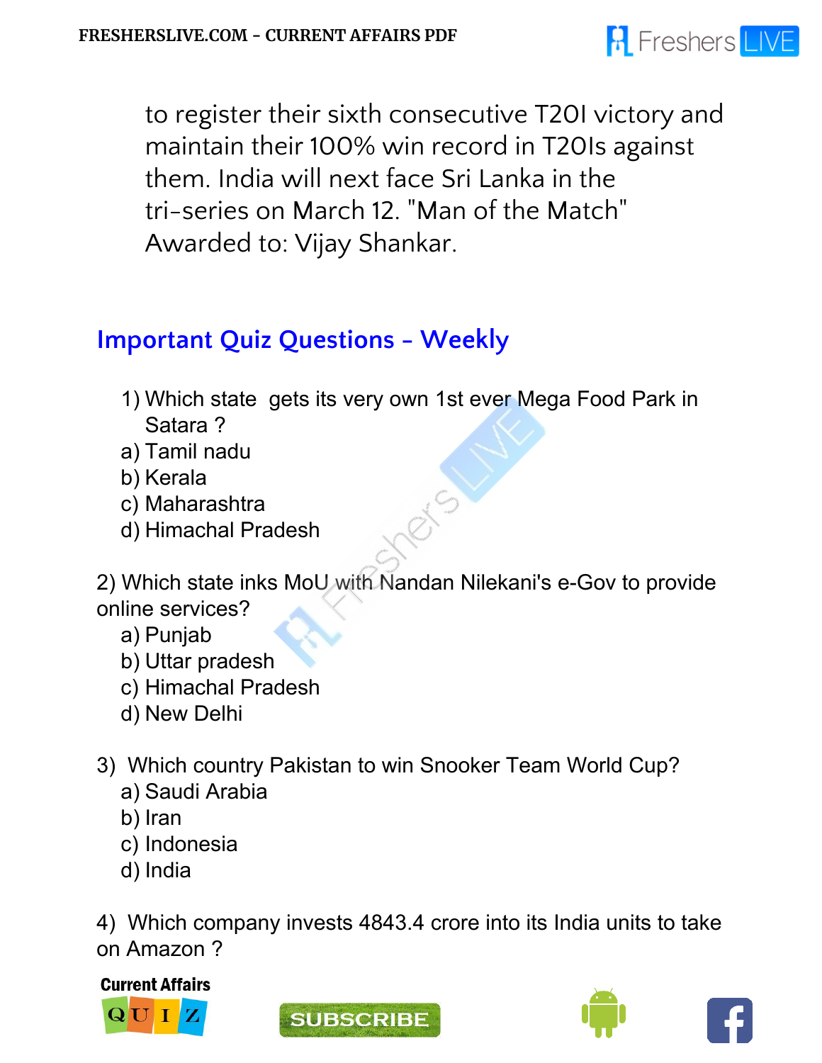to register their sixth consecutive T20I victory and maintain their 100% win record in T20Is against them. India will next face Sri Lanka in the tri-series on March 12. "Man of the Match" Awarded to: Vijay Shankar.

## Important Quiz Questions - Weekly

1) Which state gets its very own 1st ever Mega Food Park in Satara ?
   a) Tamil nadu
   b) Kerala
   c) Maharashtra
   d) Himachal Pradesh

2) Which state inks MoU with Nandan Nilekani's e-Gov to provide online services?
   a) Punjab
   b) Uttar pradesh
   c) Himachal Pradesh
   d) New Delhi

3) Which country Pakistan to win Snooker Team World Cup?
   a) Saudi Arabia
   b) Iran
   c) Indonesia
   d) India

4) Which company invests 4843.4 crore into its India units to take on Amazon ?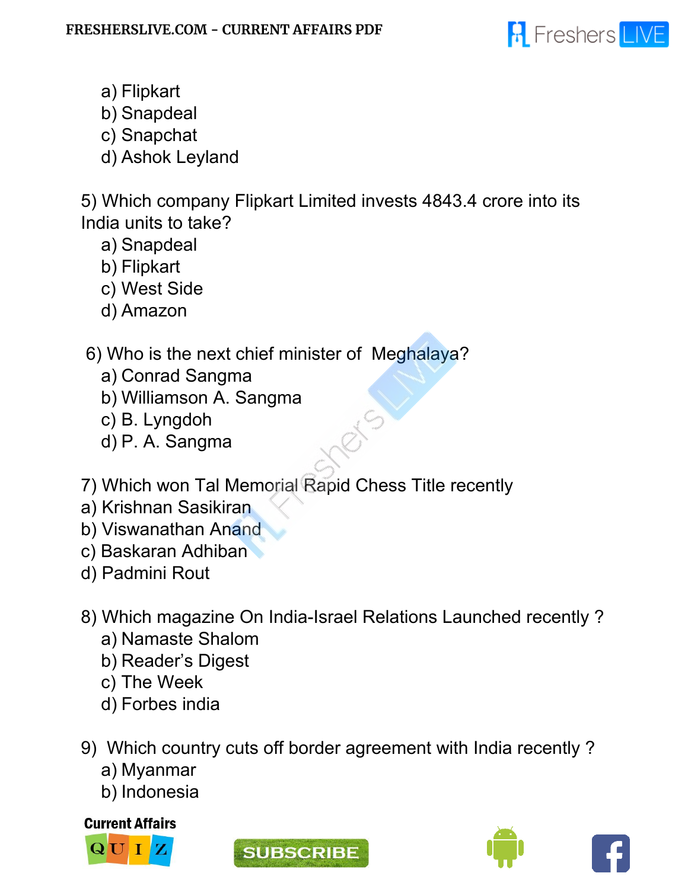a) Flipkart
b) Snapdeal
c) Snapchat
d) Ashok Leyland

5) Which company Flipkart Limited invests 4843.4 crore into its India units to take?
a) Snapdeal
b) Flipkart
c) West Side
d) Amazon

6) Who is the next chief minister of Meghalaya?
a) Conrad Sangma
b) Williamson A. Sangma
c) B. Lyngdoh
d) P. A. Sangma

7) Which won Tal Memorial Rapid Chess Title recently
a) Krishnan Sasikiran
b) Viswanathan Anand
c) Baskaran Adhiban
d) Padmini Rout

8) Which magazine On India-Israel Relations Launched recently ?
a) Namaste Shalom
b) Reader's Digest
c) The Week
d) Forbes india

9) Which country cuts off border agreement with India recently ?
a) Myanmar
b) Indonesia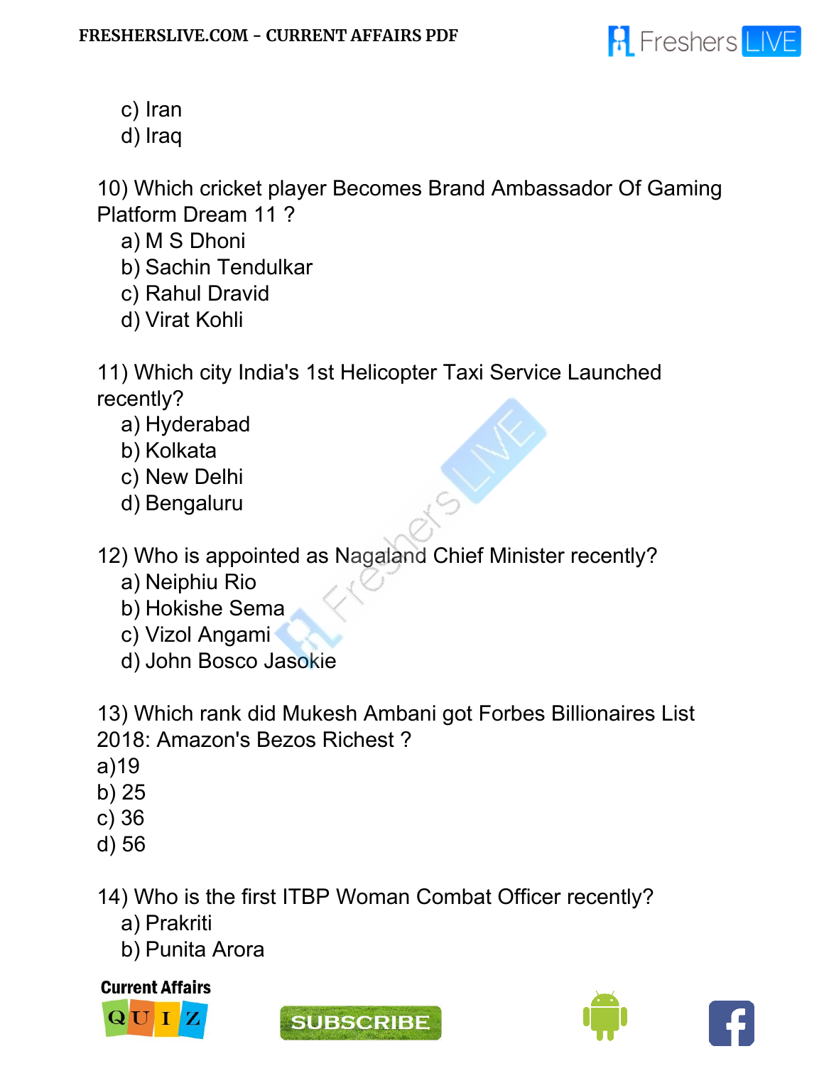c) Iran
d) Iraq

10) Which cricket player Becomes Brand Ambassador Of Gaming Platform Dream 11 ?

a) M S Dhoni
b) Sachin Tendulkar
c) Rahul Dravid
d) Virat Kohli

11) Which city India's 1st Helicopter Taxi Service Launched recently?

a) Hyderabad
b) Kolkata
c) New Delhi
d) Bengaluru

12) Who is appointed as Nagaland Chief Minister recently?

a) Neiphiu Rio
b) Hokishe Sema
c) Vizol Angami
d) John Bosco Jasokie

13) Which rank did Mukesh Ambani got Forbes Billionaires List 2018: Amazon's Bezos Richest ?

a)19
b) 25
c) 36
d) 56

14) Who is the first ITBP Woman Combat Officer recently?

a) Prakriti
b) Punita Arora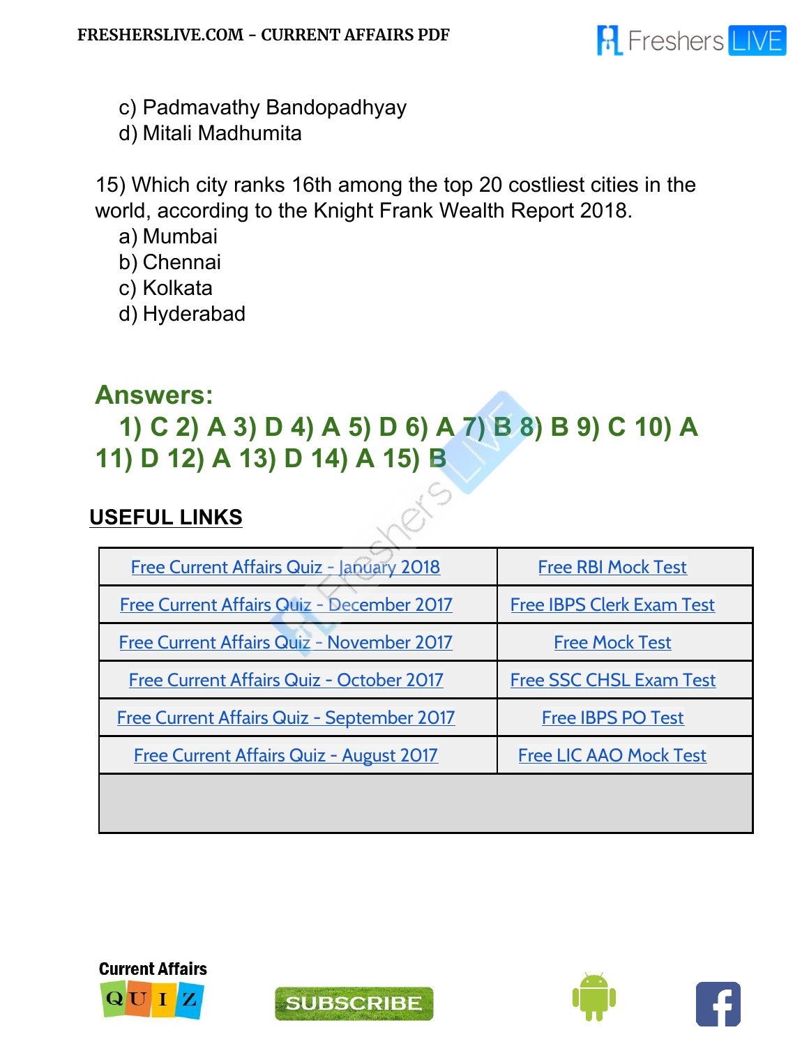c) Padmavathy Bandopadhyay
d) Mitali Madhumita

15) Which city ranks 16th among the top 20 costliest cities in the world, according to the Knight Frank Wealth Report 2018.

a) Mumbai
b) Chennai
c) Kolkata
d) Hyderabad

## Answers:

1) C 2) A 3) D 4) A 5) D 6) A 7) B 8) B 9) C 10) A 11) D 12) A 13) D 14) A 15) B

## USEFUL LINKS

| | |
|---|---|
| Free Current Affairs Quiz - January 2018 | Free RBI Mock Test |
| Free Current Affairs Quiz - December 2017 | Free IBPS Clerk Exam Test |
| Free Current Affairs Quiz - November 2017 | Free Mock Test |
| Free Current Affairs Quiz - October 2017 | Free SSC CHSL Exam Test |
| Free Current Affairs Quiz - September 2017 | Free IBPS PO Test |
| Free Current Affairs Quiz - August 2017 | Free LIC AAO Mock Test |

Current Affairs QUIZ

SUBSCRIBE